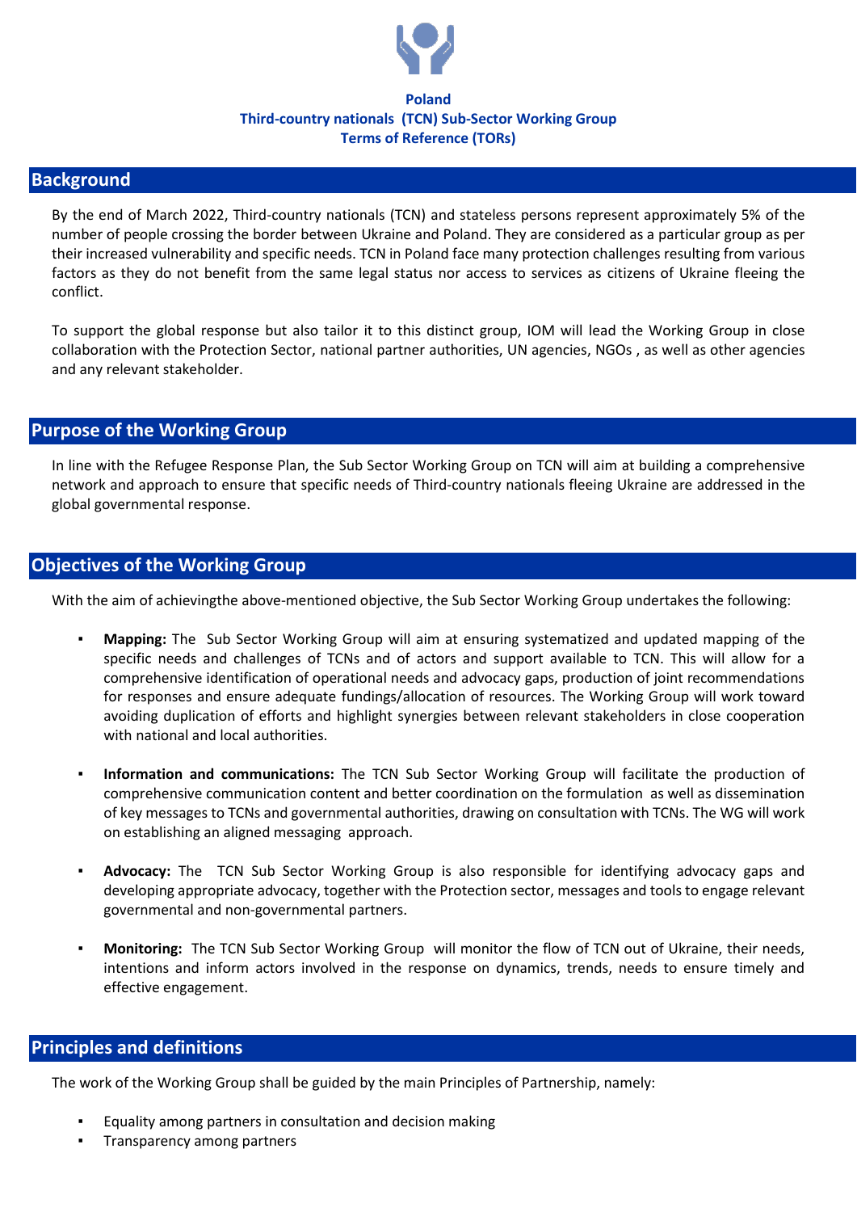**Poland**
**Third-country nationals (TCN) Sub-Sector Working Group**
**Terms of Reference (TORs)**

## Background

By the end of March 2022, Third-country nationals (TCN) and stateless persons represent approximately 5% of the number of people crossing the border between Ukraine and Poland. They are considered as a particular group as per their increased vulnerability and specific needs. TCN in Poland face many protection challenges resulting from various factors as they do not benefit from the same legal status nor access to services as citizens of Ukraine fleeing the conflict.

To support the global response but also tailor it to this distinct group, IOM will lead the Working Group in close collaboration with the Protection Sector, national partner authorities, UN agencies, NGOs , as well as other agencies and any relevant stakeholder.

## Purpose of the Working Group

In line with the Refugee Response Plan, the Sub Sector Working Group on TCN will aim at building a comprehensive network and approach to ensure that specific needs of Third-country nationals fleeing Ukraine are addressed in the global governmental response.

## Objectives of the Working Group

With the aim of achievingthe above-mentioned objective, the Sub Sector Working Group undertakes the following:

- **Mapping:** The Sub Sector Working Group will aim at ensuring systematized and updated mapping of the specific needs and challenges of TCNs and of actors and support available to TCN. This will allow for a comprehensive identification of operational needs and advocacy gaps, production of joint recommendations for responses and ensure adequate fundings/allocation of resources. The Working Group will work toward avoiding duplication of efforts and highlight synergies between relevant stakeholders in close cooperation with national and local authorities.

- **Information and communications:** The TCN Sub Sector Working Group will facilitate the production of comprehensive communication content and better coordination on the formulation as well as dissemination of key messages to TCNs and governmental authorities, drawing on consultation with TCNs. The WG will work on establishing an aligned messaging approach.

- **Advocacy:** The TCN Sub Sector Working Group is also responsible for identifying advocacy gaps and developing appropriate advocacy, together with the Protection sector, messages and tools to engage relevant governmental and non-governmental partners.

- **Monitoring:** The TCN Sub Sector Working Group will monitor the flow of TCN out of Ukraine, their needs, intentions and inform actors involved in the response on dynamics, trends, needs to ensure timely and effective engagement.

## Principles and definitions

The work of the Working Group shall be guided by the main Principles of Partnership, namely:

- Equality among partners in consultation and decision making
- Transparency among partners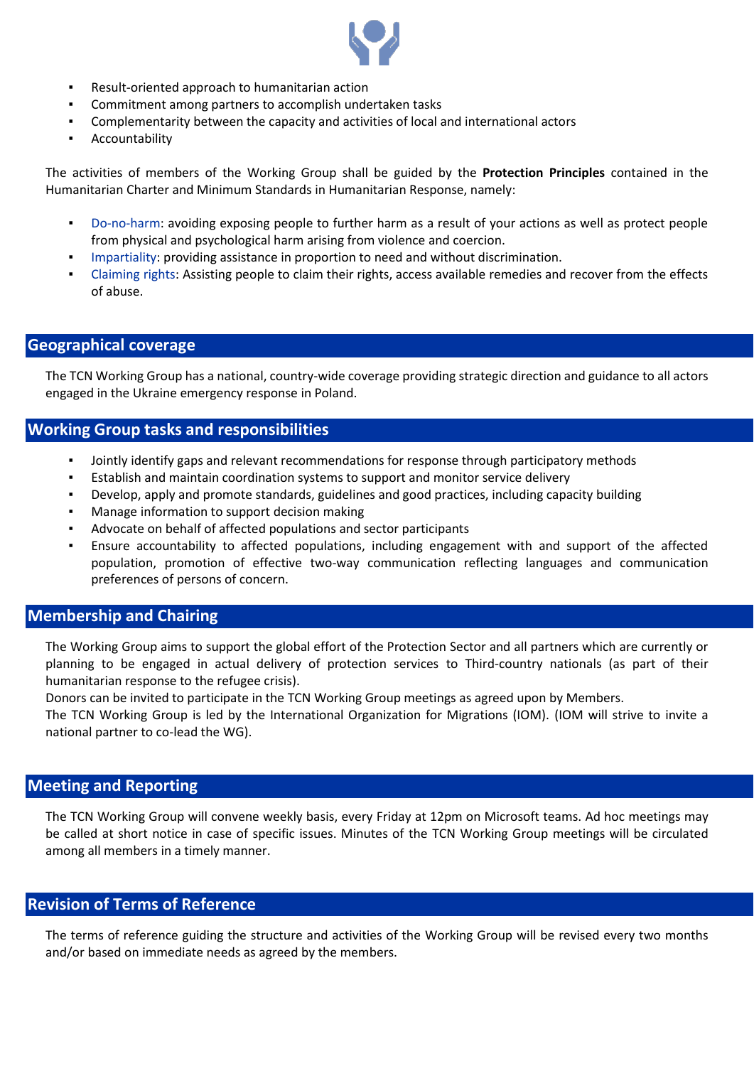- Result-oriented approach to humanitarian action
- Commitment among partners to accomplish undertaken tasks
- Complementarity between the capacity and activities of local and international actors
- Accountability

The activities of members of the Working Group shall be guided by the **Protection Principles** contained in the Humanitarian Charter and Minimum Standards in Humanitarian Response, namely:

- Do-no-harm: avoiding exposing people to further harm as a result of your actions as well as protect people from physical and psychological harm arising from violence and coercion.
- Impartiality: providing assistance in proportion to need and without discrimination.
- Claiming rights: Assisting people to claim their rights, access available remedies and recover from the effects of abuse.

## Geographical coverage

The TCN Working Group has a national, country-wide coverage providing strategic direction and guidance to all actors engaged in the Ukraine emergency response in Poland.

## Working Group tasks and responsibilities

- Jointly identify gaps and relevant recommendations for response through participatory methods
- Establish and maintain coordination systems to support and monitor service delivery
- Develop, apply and promote standards, guidelines and good practices, including capacity building
- Manage information to support decision making
- Advocate on behalf of affected populations and sector participants
- Ensure accountability to affected populations, including engagement with and support of the affected population, promotion of effective two-way communication reflecting languages and communication preferences of persons of concern.

## Membership and Chairing

The Working Group aims to support the global effort of the Protection Sector and all partners which are currently or planning to be engaged in actual delivery of protection services to Third-country nationals (as part of their humanitarian response to the refugee crisis).
Donors can be invited to participate in the TCN Working Group meetings as agreed upon by Members.
The TCN Working Group is led by the International Organization for Migrations (IOM). (IOM will strive to invite a national partner to co-lead the WG).

## Meeting and Reporting

The TCN Working Group will convene weekly basis, every Friday at 12pm on Microsoft teams. Ad hoc meetings may be called at short notice in case of specific issues. Minutes of the TCN Working Group meetings will be circulated among all members in a timely manner.

## Revision of Terms of Reference

The terms of reference guiding the structure and activities of the Working Group will be revised every two months and/or based on immediate needs as agreed by the members.